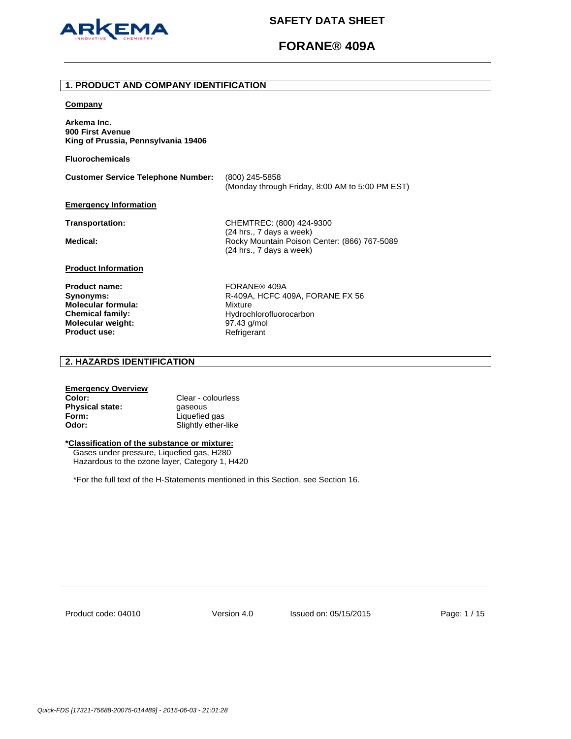# SAFETY DATA SHEET

# FORANE® 409A

## 1. PRODUCT AND COMPANY IDENTIFICATION

**Company**

**Arkema Inc.**
**900 First Avenue**
**King of Prussia, Pennsylvania 19406**

**Fluorochemicals**

| | |
|---|---|
| **Customer Service Telephone Number:** | (800) 245-5858<br>(Monday through Friday, 8:00 AM to 5:00 PM EST) |

**Emergency Information**

| | |
|---|---|
| **Transportation:** | CHEMTREC: (800) 424-9300<br>(24 hrs., 7 days a week) |
| **Medical:** | Rocky Mountain Poison Center: (866) 767-5089<br>(24 hrs., 7 days a week) |

**Product Information**

| | |
|---|---|
| **Product name:** | FORANE® 409A |
| **Synonyms:** | R-409A, HCFC 409A, FORANE FX 56 |
| **Molecular formula:** | Mixture |
| **Chemical family:** | Hydrochlorofluorocarbon |
| **Molecular weight:** | 97.43 g/mol |
| **Product use:** | Refrigerant |

## 2. HAZARDS IDENTIFICATION

**Emergency Overview**

| | |
|---|---|
| **Color:** | Clear - colourless |
| **Physical state:** | gaseous |
| **Form:** | Liquefied gas |
| **Odor:** | Slightly ether-like |

***Classification of the substance or mixture:**

Gases under pressure, Liquefied gas, H280
Hazardous to the ozone layer, Category 1, H420

*For the full text of the H-Statements mentioned in this Section, see Section 16.

Product code: 04010 Version 4.0 Issued on: 05/15/2015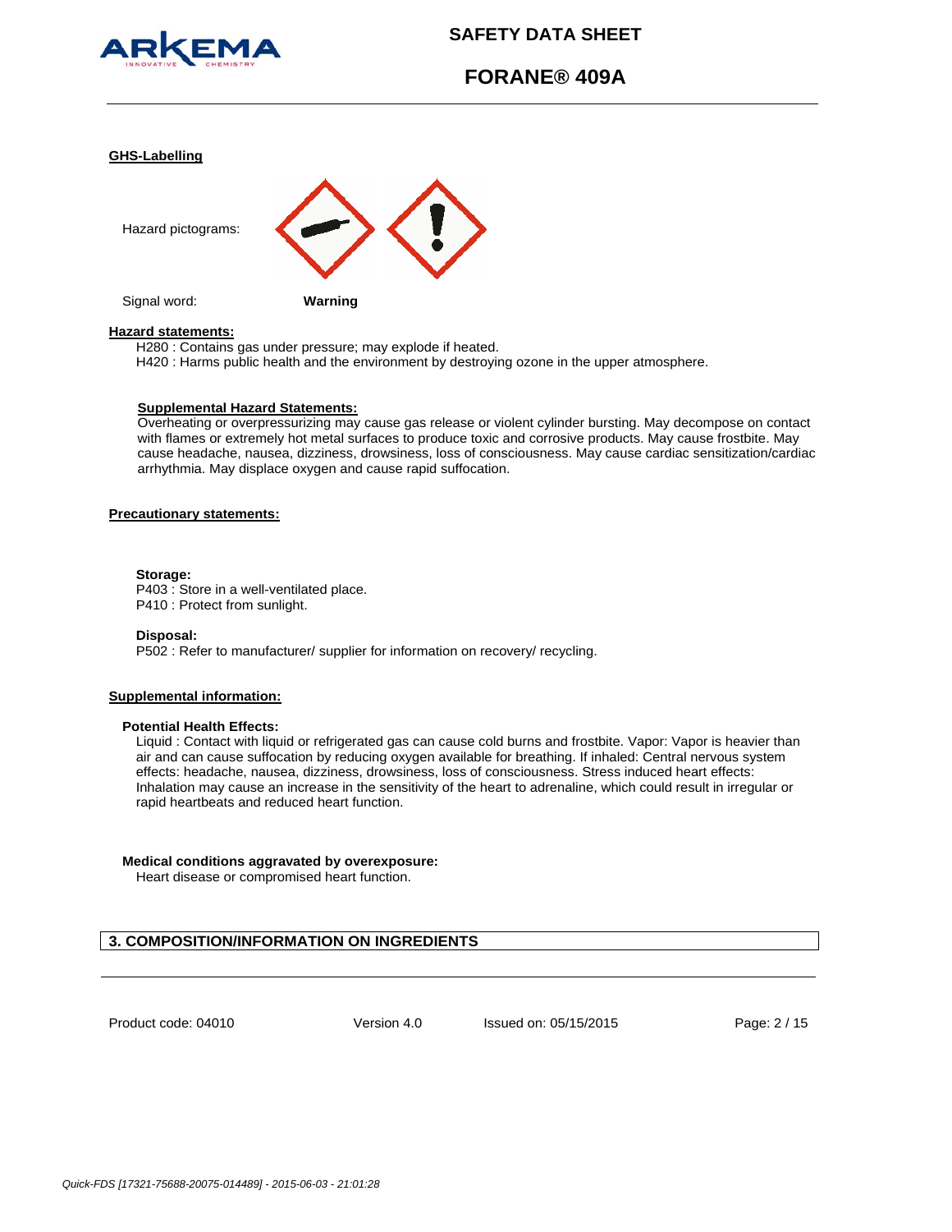**GHS-Labelling**

Hazard pictograms:

Signal word: **Warning**

**Hazard statements:**

H280 : Contains gas under pressure; may explode if heated.
H420 : Harms public health and the environment by destroying ozone in the upper atmosphere.

**Supplemental Hazard Statements:**

Overheating or overpressurizing may cause gas release or violent cylinder bursting. May decompose on contact with flames or extremely hot metal surfaces to produce toxic and corrosive products. May cause frostbite. May cause headache, nausea, dizziness, drowsiness, loss of consciousness. May cause cardiac sensitization/cardiac arrhythmia. May displace oxygen and cause rapid suffocation.

**Precautionary statements:**

**Storage:**
P403 : Store in a well-ventilated place.
P410 : Protect from sunlight.

**Disposal:**
P502 : Refer to manufacturer/ supplier for information on recovery/ recycling.

**Supplemental information:**

**Potential Health Effects:**

Liquid : Contact with liquid or refrigerated gas can cause cold burns and frostbite. Vapor: Vapor is heavier than air and can cause suffocation by reducing oxygen available for breathing. If inhaled: Central nervous system effects: headache, nausea, dizziness, drowsiness, loss of consciousness. Stress induced heart effects: Inhalation may cause an increase in the sensitivity of the heart to adrenaline, which could result in irregular or rapid heartbeats and reduced heart function.

**Medical conditions aggravated by overexposure:**

Heart disease or compromised heart function.

## 3. COMPOSITION/INFORMATION ON INGREDIENTS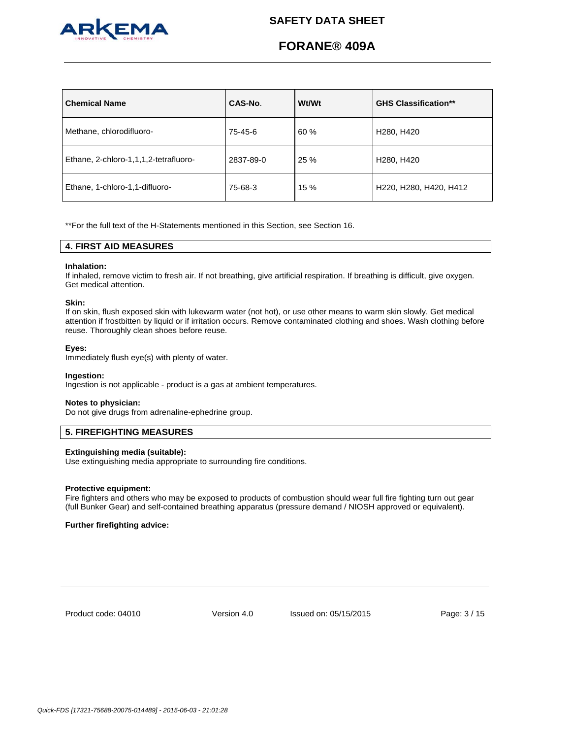| Chemical Name | CAS-No. | Wt/Wt | GHS Classification** |
|---|---|---|---|
| Methane, chlorodifluoro- | 75-45-6 | 60 % | H280, H420 |
| Ethane, 2-chloro-1,1,1,2-tetrafluoro- | 2837-89-0 | 25 % | H280, H420 |
| Ethane, 1-chloro-1,1-difluoro- | 75-68-3 | 15 % | H220, H280, H420, H412 |

**For the full text of the H-Statements mentioned in this Section, see Section 16.

## 4. FIRST AID MEASURES

**Inhalation:**
If inhaled, remove victim to fresh air. If not breathing, give artificial respiration. If breathing is difficult, give oxygen. Get medical attention.

**Skin:**
If on skin, flush exposed skin with lukewarm water (not hot), or use other means to warm skin slowly. Get medical attention if frostbitten by liquid or if irritation occurs. Remove contaminated clothing and shoes. Wash clothing before reuse. Thoroughly clean shoes before reuse.

**Eyes:**
Immediately flush eye(s) with plenty of water.

**Ingestion:**
Ingestion is not applicable - product is a gas at ambient temperatures.

**Notes to physician:**
Do not give drugs from adrenaline-ephedrine group.

## 5. FIREFIGHTING MEASURES

**Extinguishing media (suitable):**
Use extinguishing media appropriate to surrounding fire conditions.

**Protective equipment:**
Fire fighters and others who may be exposed to products of combustion should wear full fire fighting turn out gear (full Bunker Gear) and self-contained breathing apparatus (pressure demand / NIOSH approved or equivalent).

**Further firefighting advice:**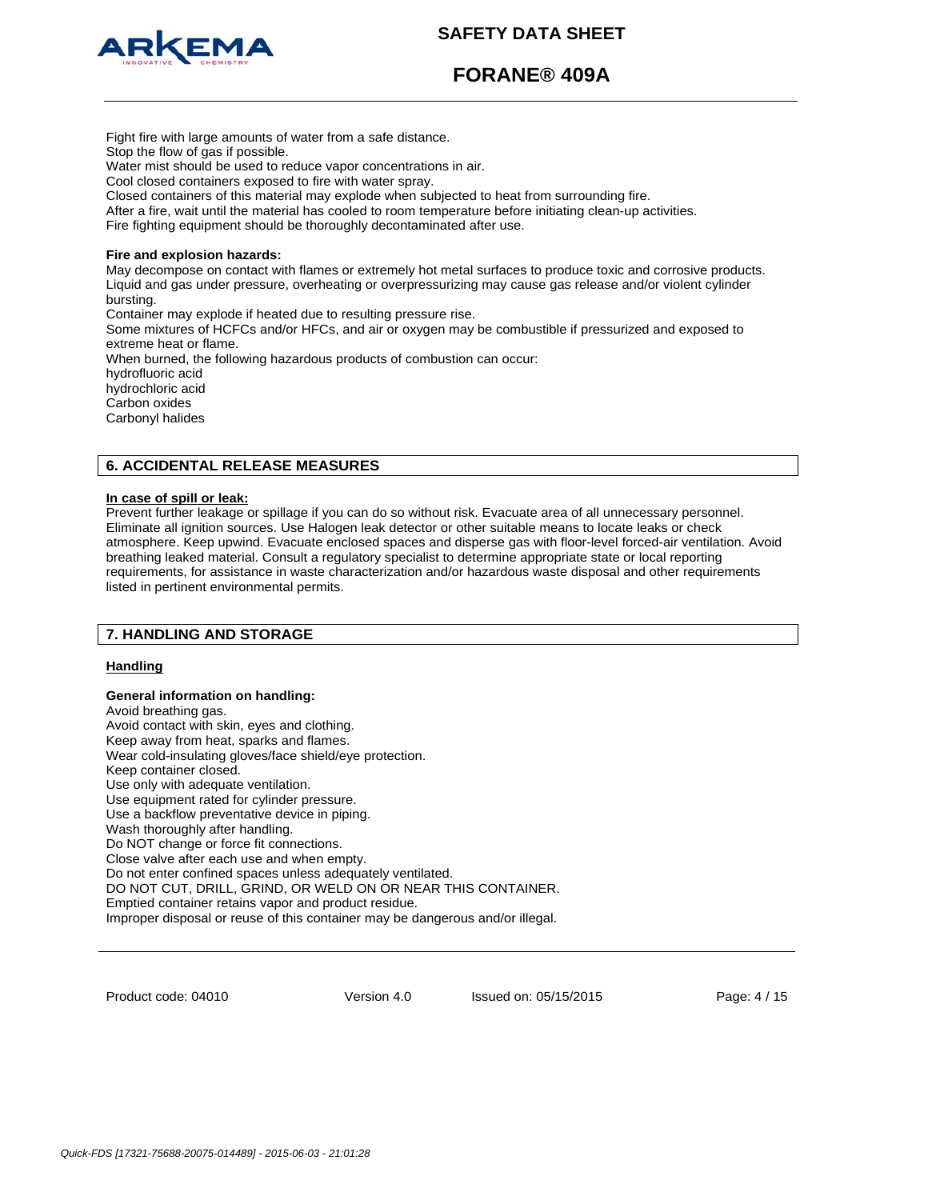Fight fire with large amounts of water from a safe distance.
Stop the flow of gas if possible.
Water mist should be used to reduce vapor concentrations in air.
Cool closed containers exposed to fire with water spray.
Closed containers of this material may explode when subjected to heat from surrounding fire.
After a fire, wait until the material has cooled to room temperature before initiating clean-up activities.
Fire fighting equipment should be thoroughly decontaminated after use.

**Fire and explosion hazards:**
May decompose on contact with flames or extremely hot metal surfaces to produce toxic and corrosive products.
Liquid and gas under pressure, overheating or overpressurizing may cause gas release and/or violent cylinder bursting.
Container may explode if heated due to resulting pressure rise.
Some mixtures of HCFCs and/or HFCs, and air or oxygen may be combustible if pressurized and exposed to extreme heat or flame.
When burned, the following hazardous products of combustion can occur:
hydrofluoric acid
hydrochloric acid
Carbon oxides
Carbonyl halides

## 6. ACCIDENTAL RELEASE MEASURES

**In case of spill or leak:**
Prevent further leakage or spillage if you can do so without risk. Evacuate area of all unnecessary personnel. Eliminate all ignition sources. Use Halogen leak detector or other suitable means to locate leaks or check atmosphere. Keep upwind. Evacuate enclosed spaces and disperse gas with floor-level forced-air ventilation. Avoid breathing leaked material. Consult a regulatory specialist to determine appropriate state or local reporting requirements, for assistance in waste characterization and/or hazardous waste disposal and other requirements listed in pertinent environmental permits.

## 7. HANDLING AND STORAGE

**Handling**

**General information on handling:**
Avoid breathing gas.
Avoid contact with skin, eyes and clothing.
Keep away from heat, sparks and flames.
Wear cold-insulating gloves/face shield/eye protection.
Keep container closed.
Use only with adequate ventilation.
Use equipment rated for cylinder pressure.
Use a backflow preventative device in piping.
Wash thoroughly after handling.
Do NOT change or force fit connections.
Close valve after each use and when empty.
Do not enter confined spaces unless adequately ventilated.
DO NOT CUT, DRILL, GRIND, OR WELD ON OR NEAR THIS CONTAINER.
Emptied container retains vapor and product residue.
Improper disposal or reuse of this container may be dangerous and/or illegal.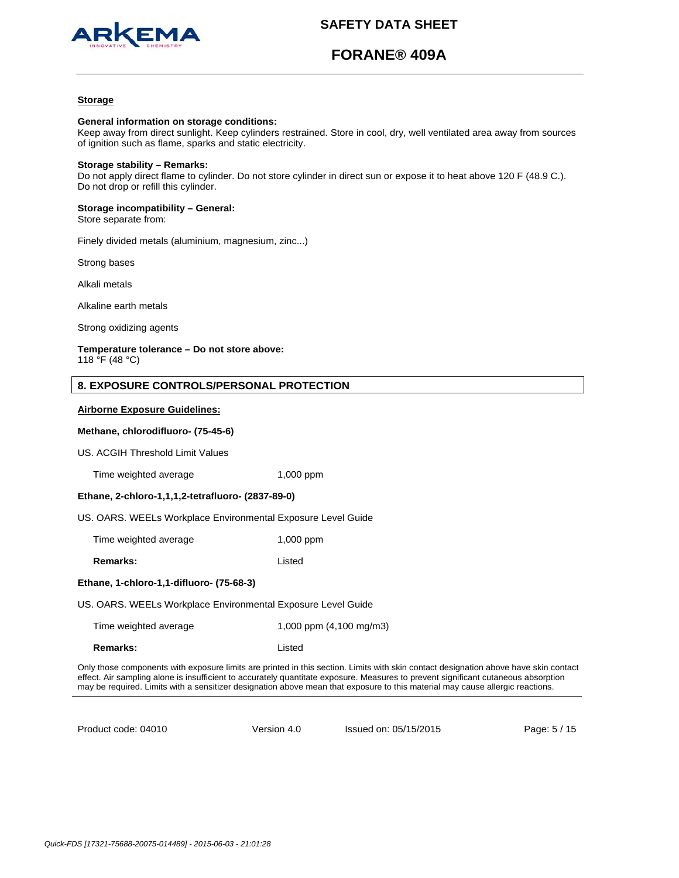**Storage**

**General information on storage conditions:**
Keep away from direct sunlight. Keep cylinders restrained. Store in cool, dry, well ventilated area away from sources of ignition such as flame, sparks and static electricity.

**Storage stability – Remarks:**
Do not apply direct flame to cylinder. Do not store cylinder in direct sun or expose it to heat above 120 F (48.9 C.). Do not drop or refill this cylinder.

**Storage incompatibility – General:**
Store separate from:

Finely divided metals (aluminium, magnesium, zinc...)

Strong bases

Alkali metals

Alkaline earth metals

Strong oxidizing agents

**Temperature tolerance – Do not store above:**
118 °F (48 °C)

## 8. EXPOSURE CONTROLS/PERSONAL PROTECTION

**Airborne Exposure Guidelines:**

**Methane, chlorodifluoro- (75-45-6)**

US. ACGIH Threshold Limit Values

| | |
|---|---|
| Time weighted average | 1,000 ppm |

**Ethane, 2-chloro-1,1,1,2-tetrafluoro- (2837-89-0)**

US. OARS. WEELs Workplace Environmental Exposure Level Guide

| | |
|---|---|
| Time weighted average | 1,000 ppm |
| **Remarks:** | Listed |

**Ethane, 1-chloro-1,1-difluoro- (75-68-3)**

US. OARS. WEELs Workplace Environmental Exposure Level Guide

| | |
|---|---|
| Time weighted average | 1,000 ppm (4,100 mg/m3) |
| **Remarks:** | Listed |

Only those components with exposure limits are printed in this section. Limits with skin contact designation above have skin contact effect. Air sampling alone is insufficient to accurately quantitate exposure. Measures to prevent significant cutaneous absorption may be required. Limits with a sensitizer designation above mean that exposure to this material may cause allergic reactions.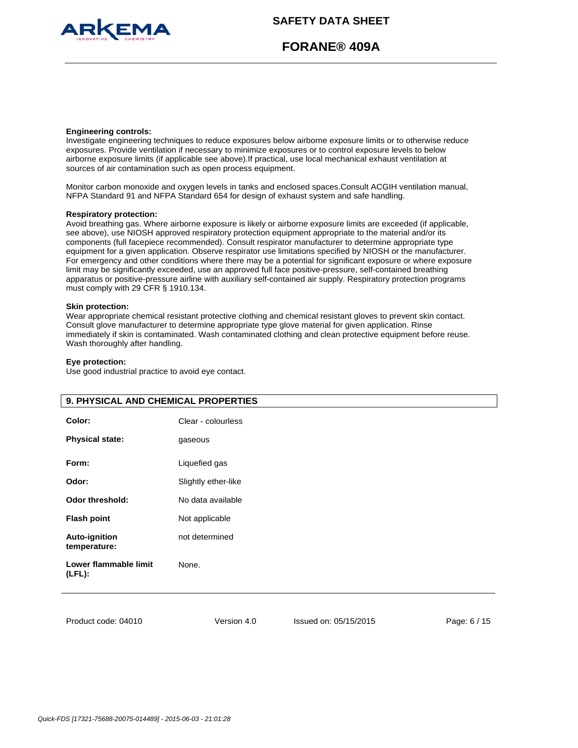**Engineering controls:**
Investigate engineering techniques to reduce exposures below airborne exposure limits or to otherwise reduce exposures. Provide ventilation if necessary to minimize exposures or to control exposure levels to below airborne exposure limits (if applicable see above).If practical, use local mechanical exhaust ventilation at sources of air contamination such as open process equipment.

Monitor carbon monoxide and oxygen levels in tanks and enclosed spaces.Consult ACGIH ventilation manual, NFPA Standard 91 and NFPA Standard 654 for design of exhaust system and safe handling.

**Respiratory protection:**
Avoid breathing gas. Where airborne exposure is likely or airborne exposure limits are exceeded (if applicable, see above), use NIOSH approved respiratory protection equipment appropriate to the material and/or its components (full facepiece recommended). Consult respirator manufacturer to determine appropriate type equipment for a given application. Observe respirator use limitations specified by NIOSH or the manufacturer. For emergency and other conditions where there may be a potential for significant exposure or where exposure limit may be significantly exceeded, use an approved full face positive-pressure, self-contained breathing apparatus or positive-pressure airline with auxiliary self-contained air supply. Respiratory protection programs must comply with 29 CFR § 1910.134.

**Skin protection:**
Wear appropriate chemical resistant protective clothing and chemical resistant gloves to prevent skin contact. Consult glove manufacturer to determine appropriate type glove material for given application. Rinse immediately if skin is contaminated. Wash contaminated clothing and clean protective equipment before reuse. Wash thoroughly after handling.

**Eye protection:**
Use good industrial practice to avoid eye contact.

## 9. PHYSICAL AND CHEMICAL PROPERTIES

| | |
|---|---|
| **Color:** | Clear - colourless |
| **Physical state:** | gaseous |
| **Form:** | Liquefied gas |
| **Odor:** | Slightly ether-like |
| **Odor threshold:** | No data available |
| **Flash point** | Not applicable |
| **Auto-ignition temperature:** | not determined |
| **Lower flammable limit (LFL):** | None. |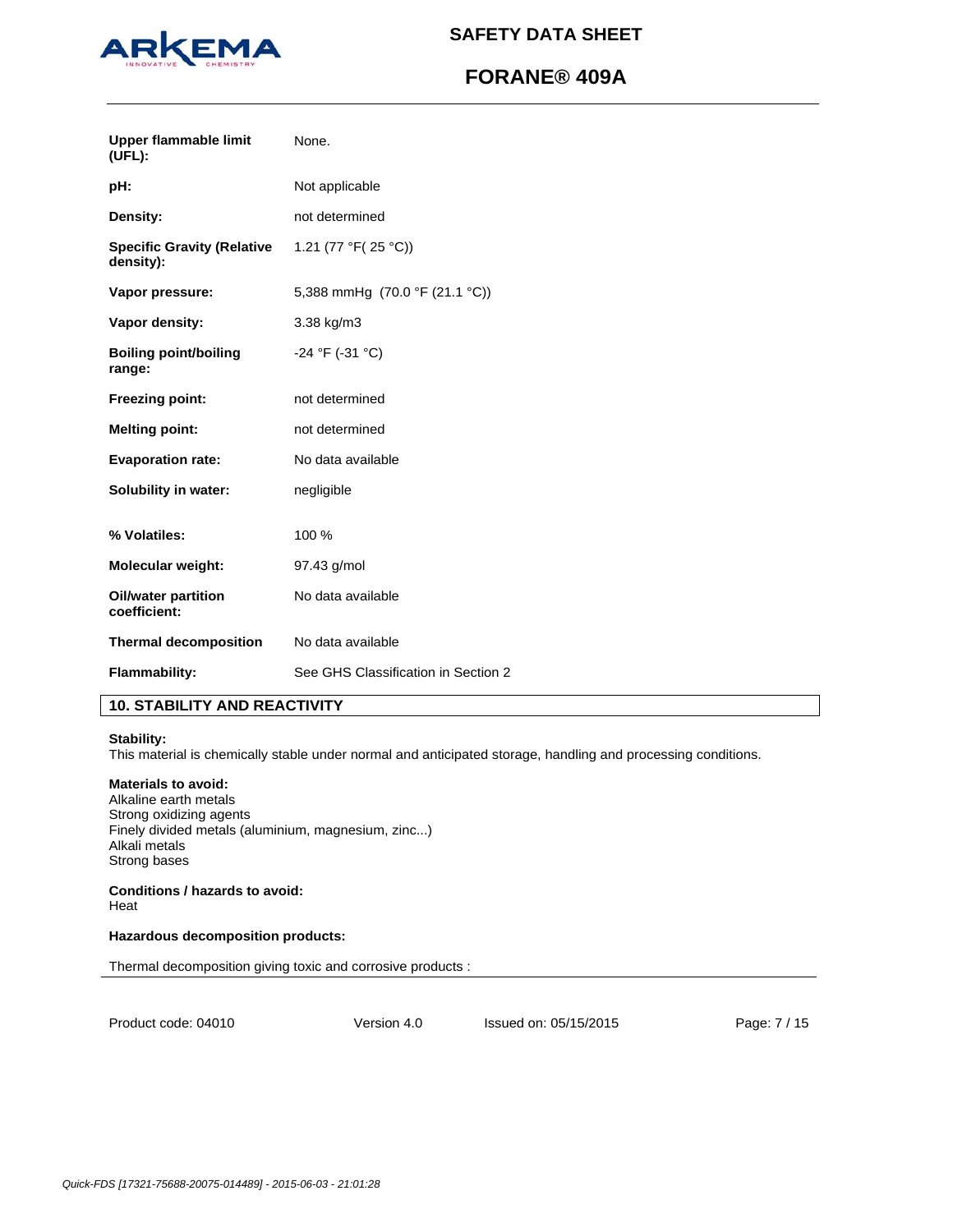| | |
|---|---|
| **Upper flammable limit (UFL):** | None. |
| **pH:** | Not applicable |
| **Density:** | not determined |
| **Specific Gravity (Relative density):** | 1.21 (77 °F( 25 °C)) |
| **Vapor pressure:** | 5,388 mmHg (70.0 °F (21.1 °C)) |
| **Vapor density:** | 3.38 kg/m3 |
| **Boiling point/boiling range:** | -24 °F (-31 °C) |
| **Freezing point:** | not determined |
| **Melting point:** | not determined |
| **Evaporation rate:** | No data available |
| **Solubility in water:** | negligible |
| **% Volatiles:** | 100 % |
| **Molecular weight:** | 97.43 g/mol |
| **Oil/water partition coefficient:** | No data available |
| **Thermal decomposition** | No data available |
| **Flammability:** | See GHS Classification in Section 2 |

## 10. STABILITY AND REACTIVITY

**Stability:**
This material is chemically stable under normal and anticipated storage, handling and processing conditions.

**Materials to avoid:**
Alkaline earth metals
Strong oxidizing agents
Finely divided metals (aluminium, magnesium, zinc...)
Alkali metals
Strong bases

**Conditions / hazards to avoid:**
Heat

**Hazardous decomposition products:**

Thermal decomposition giving toxic and corrosive products :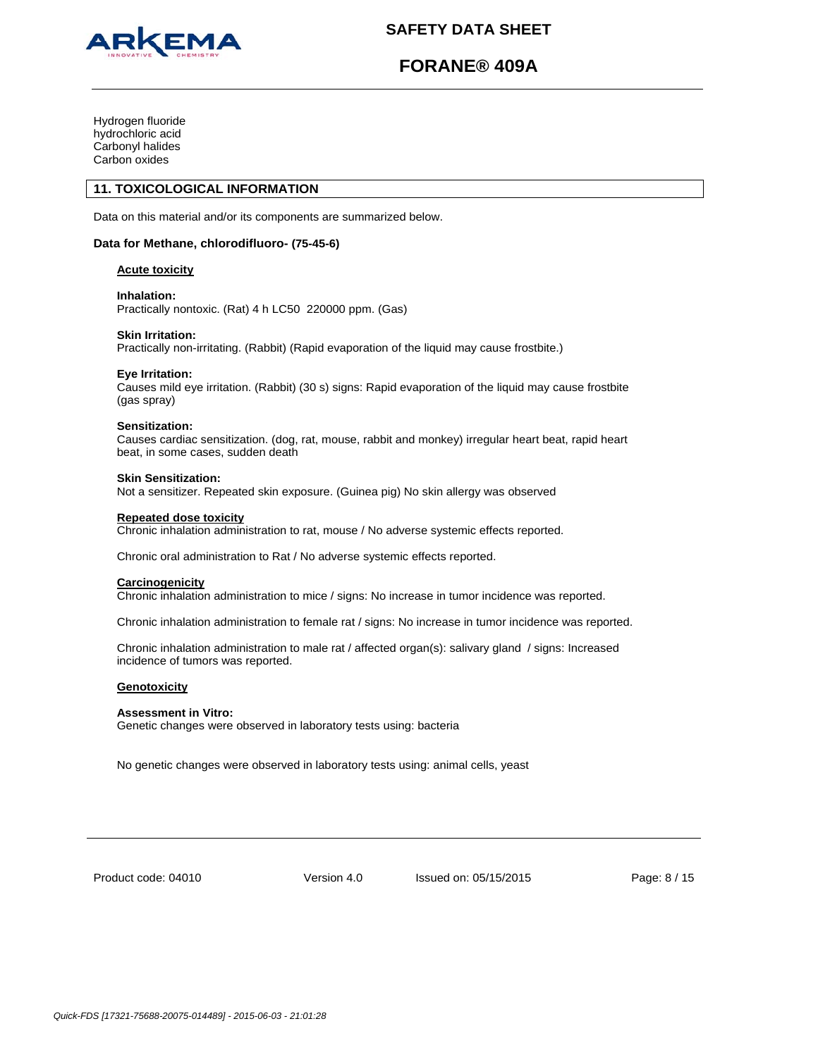Hydrogen fluoride
hydrochloric acid
Carbonyl halides
Carbon oxides

## 11. TOXICOLOGICAL INFORMATION

Data on this material and/or its components are summarized below.

**Data for Methane, chlorodifluoro- (75-45-6)**

**Acute toxicity**

**Inhalation:**
Practically nontoxic. (Rat) 4 h LC50 220000 ppm. (Gas)

**Skin Irritation:**
Practically non-irritating. (Rabbit) (Rapid evaporation of the liquid may cause frostbite.)

**Eye Irritation:**
Causes mild eye irritation. (Rabbit) (30 s) signs: Rapid evaporation of the liquid may cause frostbite (gas spray)

**Sensitization:**
Causes cardiac sensitization. (dog, rat, mouse, rabbit and monkey) irregular heart beat, rapid heart beat, in some cases, sudden death

**Skin Sensitization:**
Not a sensitizer. Repeated skin exposure. (Guinea pig) No skin allergy was observed

**Repeated dose toxicity**
Chronic inhalation administration to rat, mouse / No adverse systemic effects reported.

Chronic oral administration to Rat / No adverse systemic effects reported.

**Carcinogenicity**
Chronic inhalation administration to mice / signs: No increase in tumor incidence was reported.

Chronic inhalation administration to female rat / signs: No increase in tumor incidence was reported.

Chronic inhalation administration to male rat / affected organ(s): salivary gland / signs: Increased incidence of tumors was reported.

**Genotoxicity**

**Assessment in Vitro:**
Genetic changes were observed in laboratory tests using: bacteria

No genetic changes were observed in laboratory tests using: animal cells, yeast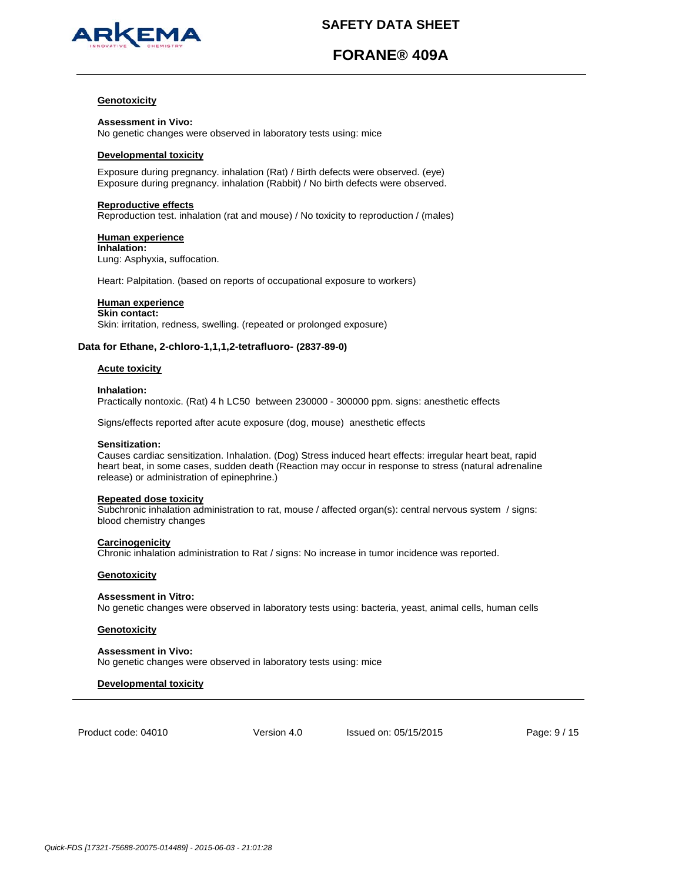**Genotoxicity**

**Assessment in Vivo:**
No genetic changes were observed in laboratory tests using: mice

**Developmental toxicity**

Exposure during pregnancy. inhalation (Rat) / Birth defects were observed. (eye)
Exposure during pregnancy. inhalation (Rabbit) / No birth defects were observed.

**Reproductive effects**
Reproduction test. inhalation (rat and mouse) / No toxicity to reproduction / (males)

**Human experience**
**Inhalation:**
Lung: Asphyxia, suffocation.

Heart: Palpitation. (based on reports of occupational exposure to workers)

**Human experience**
**Skin contact:**
Skin: irritation, redness, swelling. (repeated or prolonged exposure)

### Data for Ethane, 2-chloro-1,1,1,2-tetrafluoro- (2837-89-0)

**Acute toxicity**

**Inhalation:**
Practically nontoxic. (Rat) 4 h LC50 between 230000 - 300000 ppm. signs: anesthetic effects

Signs/effects reported after acute exposure (dog, mouse) anesthetic effects

**Sensitization:**
Causes cardiac sensitization. Inhalation. (Dog) Stress induced heart effects: irregular heart beat, rapid heart beat, in some cases, sudden death (Reaction may occur in response to stress (natural adrenaline release) or administration of epinephrine.)

**Repeated dose toxicity**
Subchronic inhalation administration to rat, mouse / affected organ(s): central nervous system / signs: blood chemistry changes

**Carcinogenicity**
Chronic inhalation administration to Rat / signs: No increase in tumor incidence was reported.

**Genotoxicity**

**Assessment in Vitro:**
No genetic changes were observed in laboratory tests using: bacteria, yeast, animal cells, human cells

**Genotoxicity**

**Assessment in Vivo:**
No genetic changes were observed in laboratory tests using: mice

**Developmental toxicity**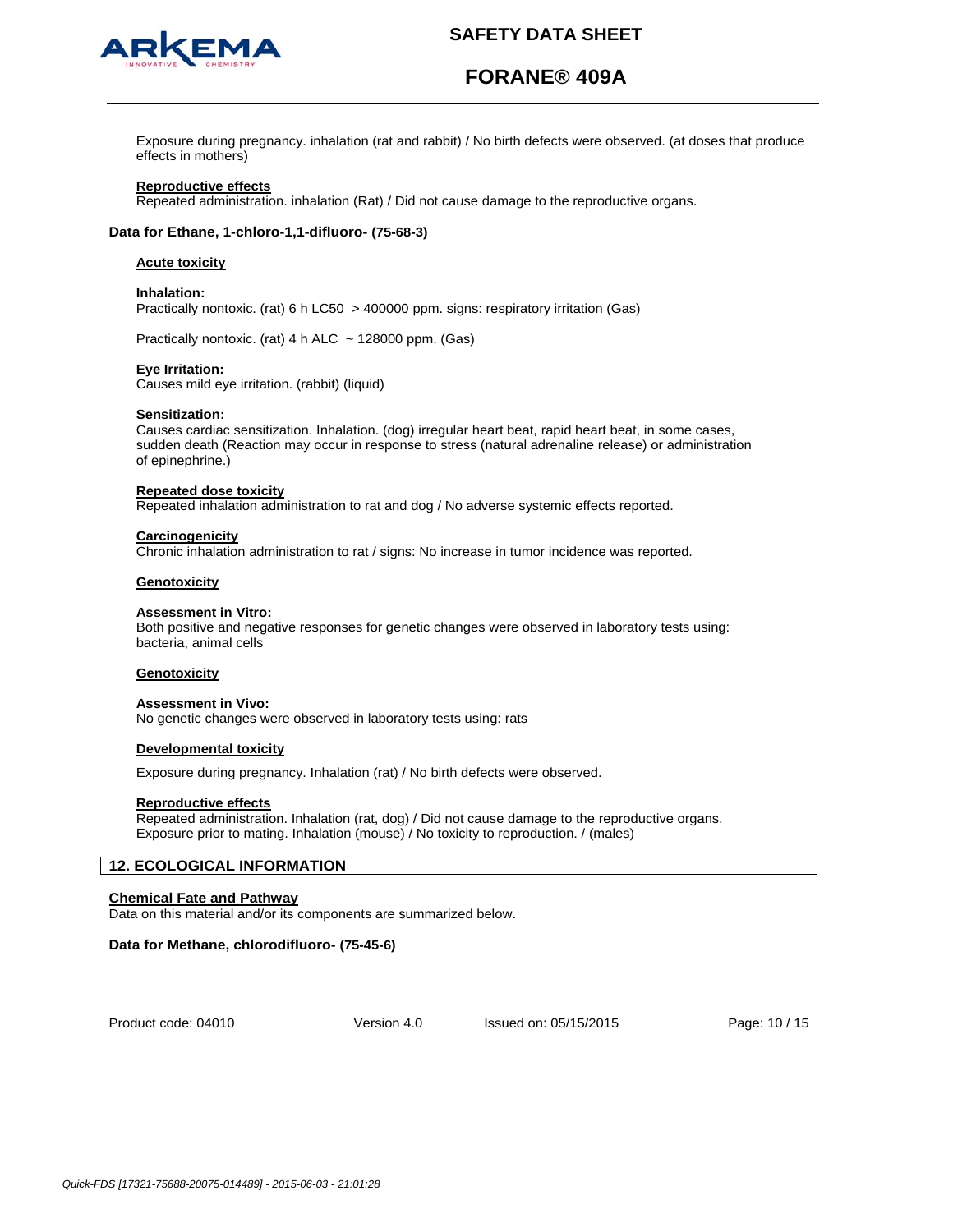Exposure during pregnancy. inhalation (rat and rabbit) / No birth defects were observed. (at doses that produce effects in mothers)

**Reproductive effects**
Repeated administration. inhalation (Rat) / Did not cause damage to the reproductive organs.

**Data for Ethane, 1-chloro-1,1-difluoro- (75-68-3)**

**Acute toxicity**

**Inhalation:**
Practically nontoxic. (rat) 6 h LC50 > 400000 ppm. signs: respiratory irritation (Gas)

Practically nontoxic. (rat) 4 h ALC ~ 128000 ppm. (Gas)

**Eye Irritation:**
Causes mild eye irritation. (rabbit) (liquid)

**Sensitization:**
Causes cardiac sensitization. Inhalation. (dog) irregular heart beat, rapid heart beat, in some cases, sudden death (Reaction may occur in response to stress (natural adrenaline release) or administration of epinephrine.)

**Repeated dose toxicity**
Repeated inhalation administration to rat and dog / No adverse systemic effects reported.

**Carcinogenicity**
Chronic inhalation administration to rat / signs: No increase in tumor incidence was reported.

**Genotoxicity**

**Assessment in Vitro:**
Both positive and negative responses for genetic changes were observed in laboratory tests using: bacteria, animal cells

**Genotoxicity**

**Assessment in Vivo:**
No genetic changes were observed in laboratory tests using: rats

**Developmental toxicity**

Exposure during pregnancy. Inhalation (rat) / No birth defects were observed.

**Reproductive effects**
Repeated administration. Inhalation (rat, dog) / Did not cause damage to the reproductive organs.
Exposure prior to mating. Inhalation (mouse) / No toxicity to reproduction. / (males)

## 12. ECOLOGICAL INFORMATION

**Chemical Fate and Pathway**
Data on this material and/or its components are summarized below.

**Data for Methane, chlorodifluoro- (75-45-6)**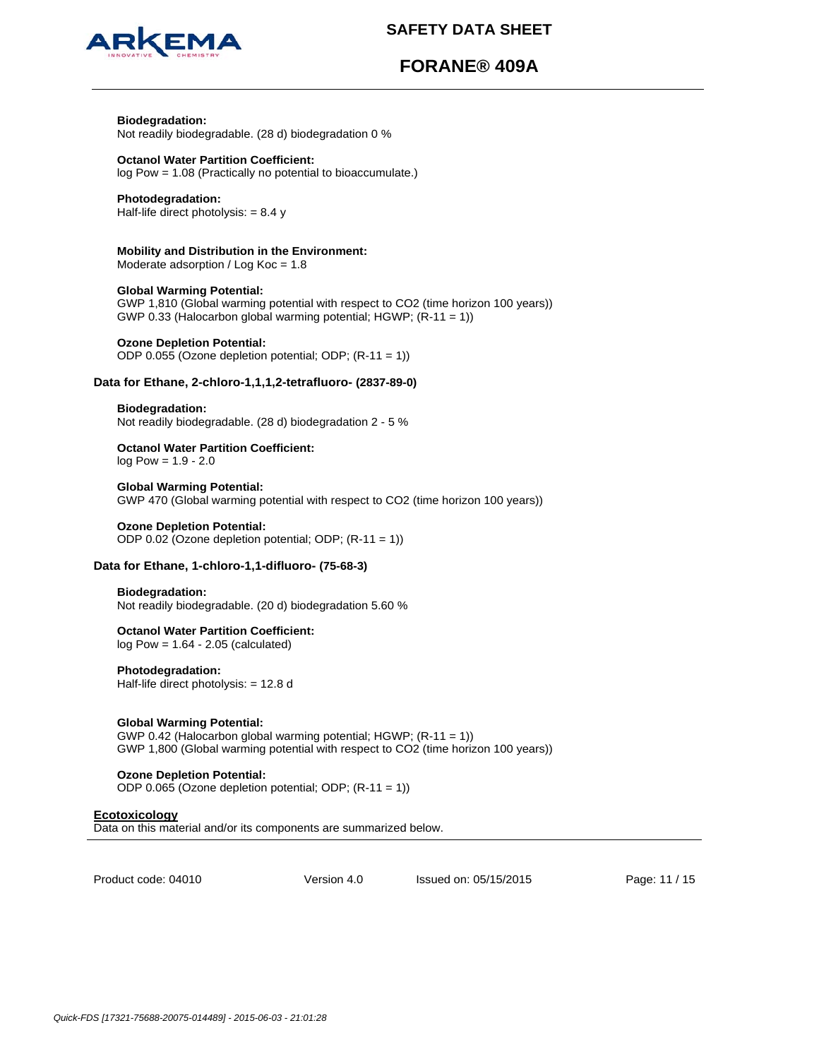**Biodegradation:**
Not readily biodegradable. (28 d) biodegradation 0 %

**Octanol Water Partition Coefficient:**
log Pow = 1.08 (Practically no potential to bioaccumulate.)

**Photodegradation:**
Half-life direct photolysis: = 8.4 y

**Mobility and Distribution in the Environment:**
Moderate adsorption / Log Koc = 1.8

**Global Warming Potential:**
GWP 1,810 (Global warming potential with respect to $CO_2$ (time horizon 100 years))
GWP 0.33 (Halocarbon global warming potential; HGWP; (R-11 = 1))

**Ozone Depletion Potential:**
ODP 0.055 (Ozone depletion potential; ODP; (R-11 = 1))

**Data for Ethane, 2-chloro-1,1,1,2-tetrafluoro- (2837-89-0)**

**Biodegradation:**
Not readily biodegradable. (28 d) biodegradation 2 - 5 %

**Octanol Water Partition Coefficient:**
log Pow = 1.9 - 2.0

**Global Warming Potential:**
GWP 470 (Global warming potential with respect to $CO_2$ (time horizon 100 years))

**Ozone Depletion Potential:**
ODP 0.02 (Ozone depletion potential; ODP; (R-11 = 1))

**Data for Ethane, 1-chloro-1,1-difluoro- (75-68-3)**

**Biodegradation:**
Not readily biodegradable. (20 d) biodegradation 5.60 %

**Octanol Water Partition Coefficient:**
log Pow = 1.64 - 2.05 (calculated)

**Photodegradation:**
Half-life direct photolysis: = 12.8 d

**Global Warming Potential:**
GWP 0.42 (Halocarbon global warming potential; HGWP; (R-11 = 1))
GWP 1,800 (Global warming potential with respect to $CO_2$ (time horizon 100 years))

**Ozone Depletion Potential:**
ODP 0.065 (Ozone depletion potential; ODP; (R-11 = 1))

**Ecotoxicology**
Data on this material and/or its components are summarized below.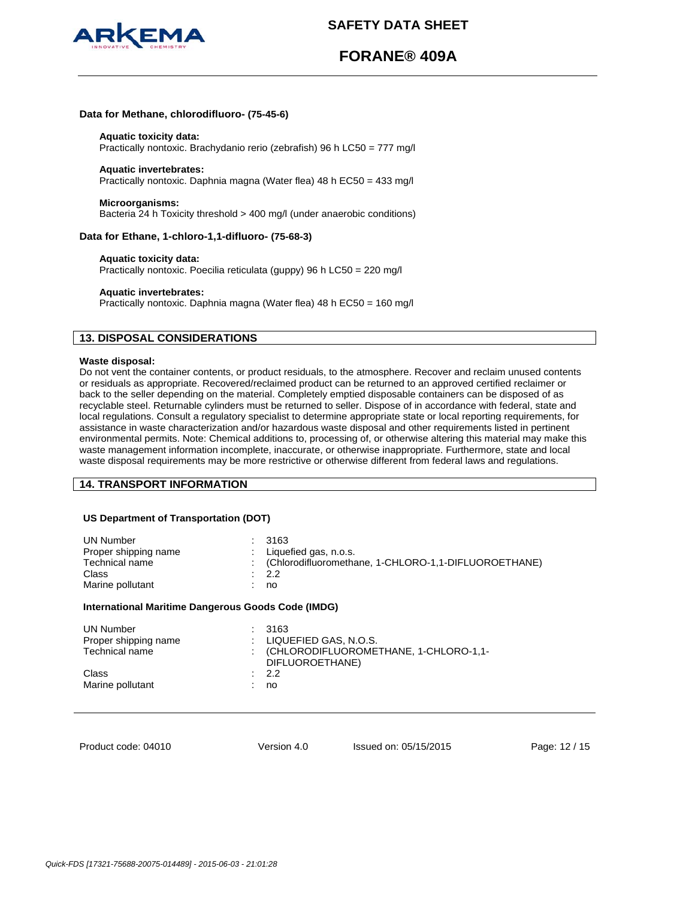**Data for Methane, chlorodifluoro- (75-45-6)**

**Aquatic toxicity data:**
Practically nontoxic. Brachydanio rerio (zebrafish) 96 h LC50 = 777 mg/l

**Aquatic invertebrates:**
Practically nontoxic. Daphnia magna (Water flea) 48 h EC50 = 433 mg/l

**Microorganisms:**
Bacteria 24 h Toxicity threshold > 400 mg/l (under anaerobic conditions)

**Data for Ethane, 1-chloro-1,1-difluoro- (75-68-3)**

**Aquatic toxicity data:**
Practically nontoxic. Poecilia reticulata (guppy) 96 h LC50 = 220 mg/l

**Aquatic invertebrates:**
Practically nontoxic. Daphnia magna (Water flea) 48 h EC50 = 160 mg/l

## 13. DISPOSAL CONSIDERATIONS

**Waste disposal:**
Do not vent the container contents, or product residuals, to the atmosphere. Recover and reclaim unused contents or residuals as appropriate. Recovered/reclaimed product can be returned to an approved certified reclaimer or back to the seller depending on the material. Completely emptied disposable containers can be disposed of as recyclable steel. Returnable cylinders must be returned to seller. Dispose of in accordance with federal, state and local regulations. Consult a regulatory specialist to determine appropriate state or local reporting requirements, for assistance in waste characterization and/or hazardous waste disposal and other requirements listed in pertinent environmental permits. Note: Chemical additions to, processing of, or otherwise altering this material may make this waste management information incomplete, inaccurate, or otherwise inappropriate. Furthermore, state and local waste disposal requirements may be more restrictive or otherwise different from federal laws and regulations.

## 14. TRANSPORT INFORMATION

**US Department of Transportation (DOT)**

| | |
|---|---|
| UN Number | : 3163 |
| Proper shipping name | : Liquefied gas, n.o.s. |
| Technical name | : (Chlorodifluoromethane, 1-CHLORO-1,1-DIFLUOROETHANE) |
| Class | : 2.2 |
| Marine pollutant | : no |

**International Maritime Dangerous Goods Code (IMDG)**

| | |
|---|---|
| UN Number | : 3163 |
| Proper shipping name | : LIQUEFIED GAS, N.O.S. |
| Technical name | : (CHLORODIFLUOROMETHANE, 1-CHLORO-1,1-DIFLUOROETHANE) |
| Class | : 2.2 |
| Marine pollutant | : no |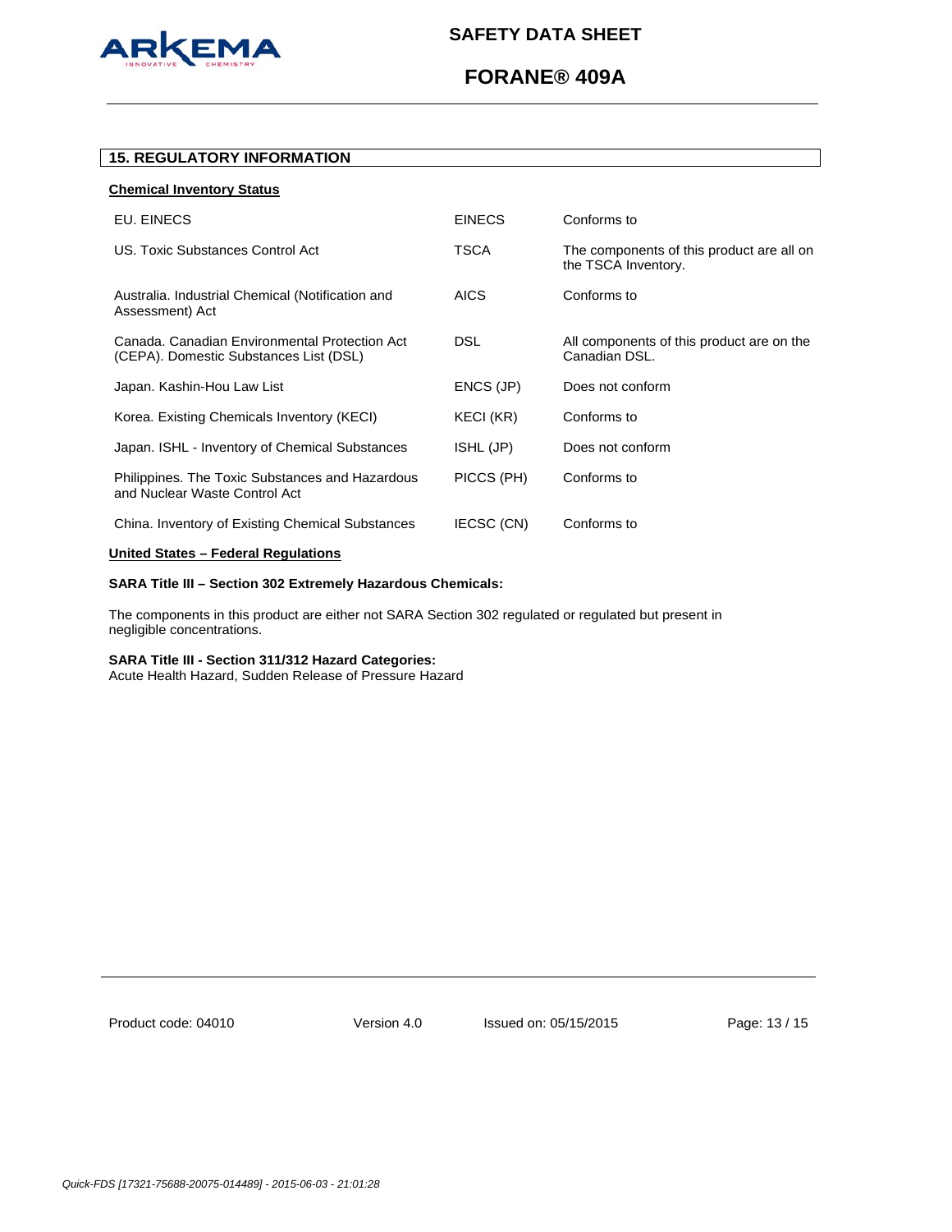## 15. REGULATORY INFORMATION

**Chemical Inventory Status**

| | | |
|---|---|---|
| EU. EINECS | EINECS | Conforms to |
| US. Toxic Substances Control Act | TSCA | The components of this product are all on the TSCA Inventory. |
| Australia. Industrial Chemical (Notification and Assessment) Act | AICS | Conforms to |
| Canada. Canadian Environmental Protection Act (CEPA). Domestic Substances List (DSL) | DSL | All components of this product are on the Canadian DSL. |
| Japan. Kashin-Hou Law List | ENCS (JP) | Does not conform |
| Korea. Existing Chemicals Inventory (KECI) | KECI (KR) | Conforms to |
| Japan. ISHL - Inventory of Chemical Substances | ISHL (JP) | Does not conform |
| Philippines. The Toxic Substances and Hazardous and Nuclear Waste Control Act | PICCS (PH) | Conforms to |
| China. Inventory of Existing Chemical Substances | IECSC (CN) | Conforms to |

**United States – Federal Regulations**

**SARA Title III – Section 302 Extremely Hazardous Chemicals:**

The components in this product are either not SARA Section 302 regulated or regulated but present in negligible concentrations.

**SARA Title III - Section 311/312 Hazard Categories:**
Acute Health Hazard, Sudden Release of Pressure Hazard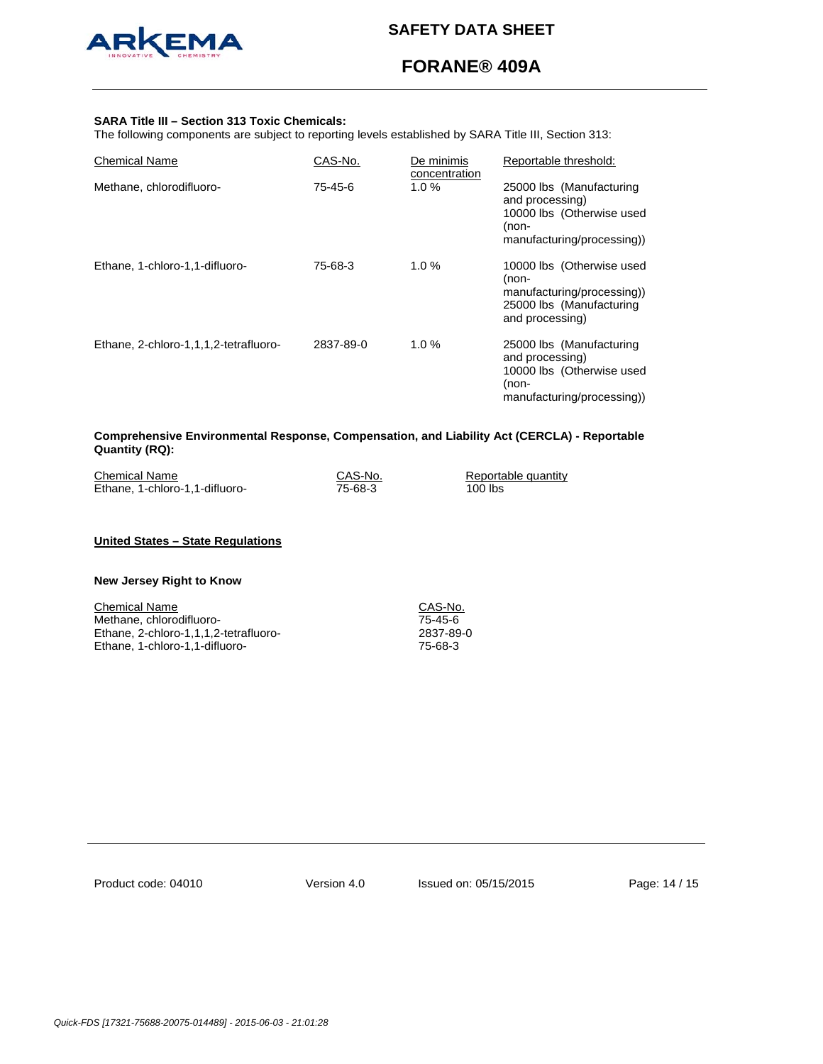**SARA Title III – Section 313 Toxic Chemicals:**
The following components are subject to reporting levels established by SARA Title III, Section 313:

| Chemical Name | CAS-No. | De minimis concentration | Reportable threshold: |
|---|---|---|---|
| Methane, chlorodifluoro- | 75-45-6 | 1.0 % | 25000 lbs (Manufacturing and processing)<br>10000 lbs (Otherwise used (non-manufacturing/processing)) |
| Ethane, 1-chloro-1,1-difluoro- | 75-68-3 | 1.0 % | 10000 lbs (Otherwise used (non-manufacturing/processing))<br>25000 lbs (Manufacturing and processing) |
| Ethane, 2-chloro-1,1,1,2-tetrafluoro- | 2837-89-0 | 1.0 % | 25000 lbs (Manufacturing and processing)<br>10000 lbs (Otherwise used (non-manufacturing/processing)) |

**Comprehensive Environmental Response, Compensation, and Liability Act (CERCLA) - Reportable Quantity (RQ):**

| Chemical Name | CAS-No. | Reportable quantity |
|---|---|---|
| Ethane, 1-chloro-1,1-difluoro- | 75-68-3 | 100 lbs |

**United States – State Regulations**

**New Jersey Right to Know**

| Chemical Name | CAS-No. |
|---|---|
| Methane, chlorodifluoro- | 75-45-6 |
| Ethane, 2-chloro-1,1,1,2-tetrafluoro- | 2837-89-0 |
| Ethane, 1-chloro-1,1-difluoro- | 75-68-3 |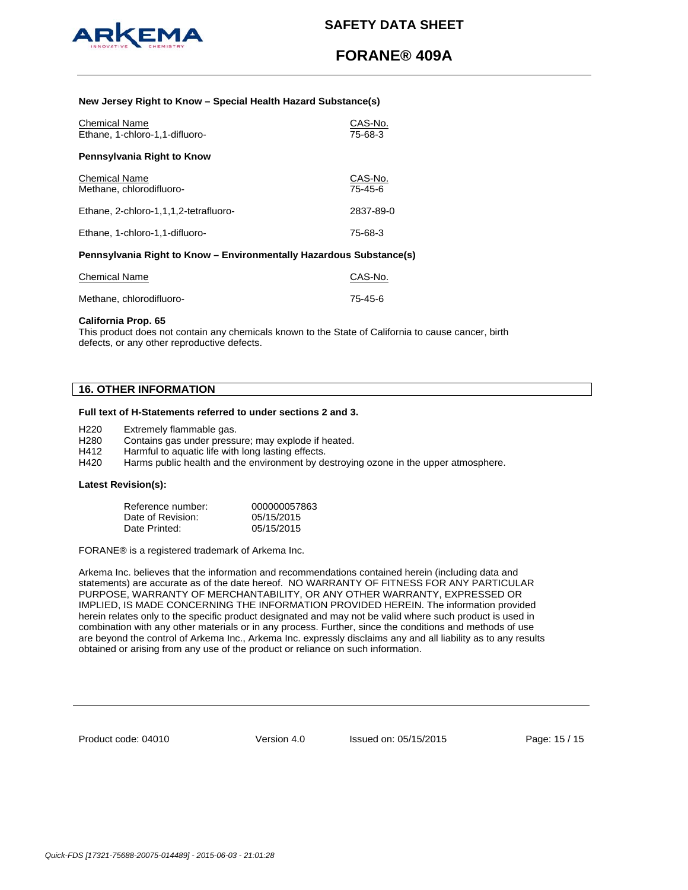**New Jersey Right to Know – Special Health Hazard Substance(s)**

| Chemical Name | CAS-No. |
| --- | --- |
| Ethane, 1-chloro-1,1-difluoro- | 75-68-3 |

**Pennsylvania Right to Know**

| Chemical Name | CAS-No. |
| --- | --- |
| Methane, chlorodifluoro- | 75-45-6 |
| Ethane, 2-chloro-1,1,1,2-tetrafluoro- | 2837-89-0 |
| Ethane, 1-chloro-1,1-difluoro- | 75-68-3 |

**Pennsylvania Right to Know – Environmentally Hazardous Substance(s)**

| Chemical Name | CAS-No. |
| --- | --- |
| Methane, chlorodifluoro- | 75-45-6 |

**California Prop. 65**

This product does not contain any chemicals known to the State of California to cause cancer, birth defects, or any other reproductive defects.

## 16. OTHER INFORMATION

**Full text of H-Statements referred to under sections 2 and 3.**

| | |
| --- | --- |
| H220 | Extremely flammable gas. |
| H280 | Contains gas under pressure; may explode if heated. |
| H412 | Harmful to aquatic life with long lasting effects. |
| H420 | Harms public health and the environment by destroying ozone in the upper atmosphere. |

**Latest Revision(s):**

| | |
| --- | --- |
| Reference number: | 000000057863 |
| Date of Revision: | 05/15/2015 |
| Date Printed: | 05/15/2015 |

FORANE® is a registered trademark of Arkema Inc.

Arkema Inc. believes that the information and recommendations contained herein (including data and statements) are accurate as of the date hereof. NO WARRANTY OF FITNESS FOR ANY PARTICULAR PURPOSE, WARRANTY OF MERCHANTABILITY, OR ANY OTHER WARRANTY, EXPRESSED OR IMPLIED, IS MADE CONCERNING THE INFORMATION PROVIDED HEREIN. The information provided herein relates only to the specific product designated and may not be valid where such product is used in combination with any other materials or in any process. Further, since the conditions and methods of use are beyond the control of Arkema Inc., Arkema Inc. expressly disclaims any and all liability as to any results obtained or arising from any use of the product or reliance on such information.